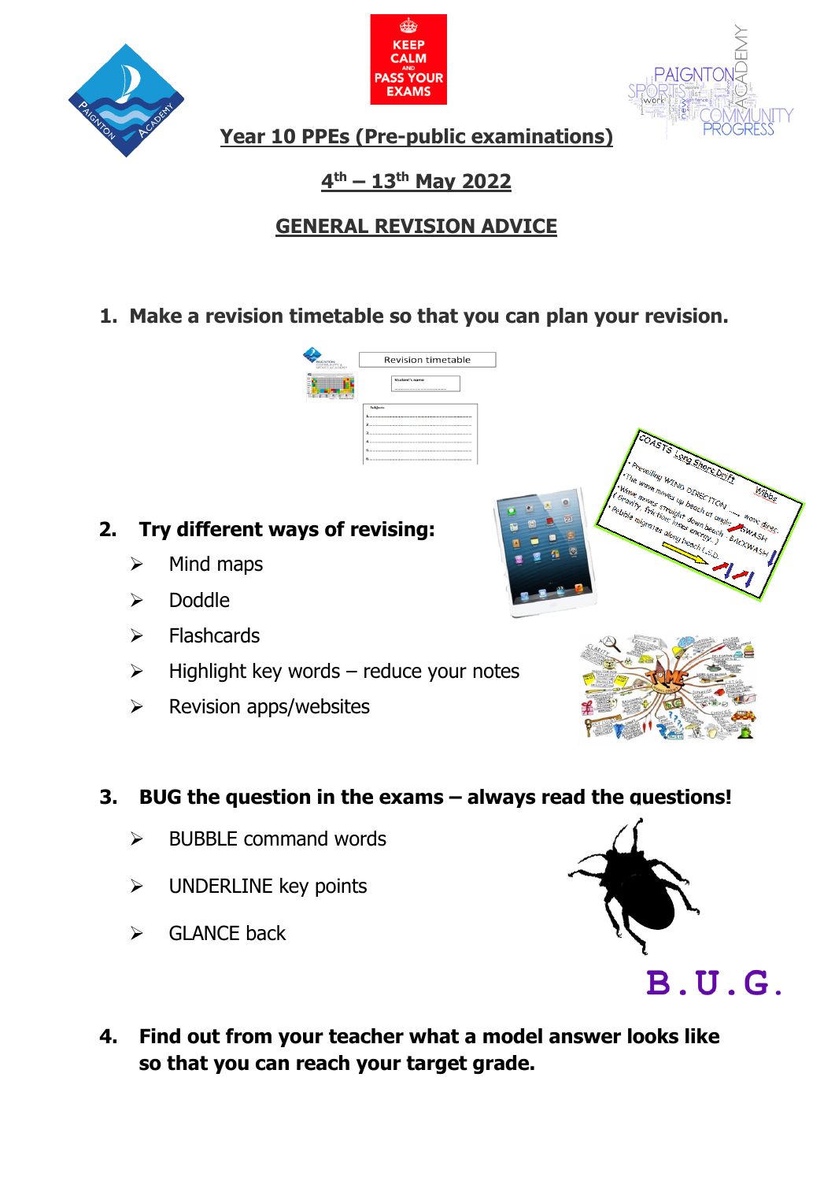# Year 10 PPEs (Pre-public examinations)

## 4th – 13th May 2022

## GENERAL REVISION ADVICE

1. **Make a revision timetable so that you can plan your revision.**

2. **Try different ways of revising:**
   - Mind maps
   - Doddle
   - Flashcards
   - Highlight key words – reduce your notes
   - Revision apps/websites

3. **BUG the question in the exams – always read the questions!**
   - BUBBLE command words
   - UNDERLINE key points
   - GLANCE back

B.U.G.

4. **Find out from your teacher what a model answer looks like so that you can reach your target grade.**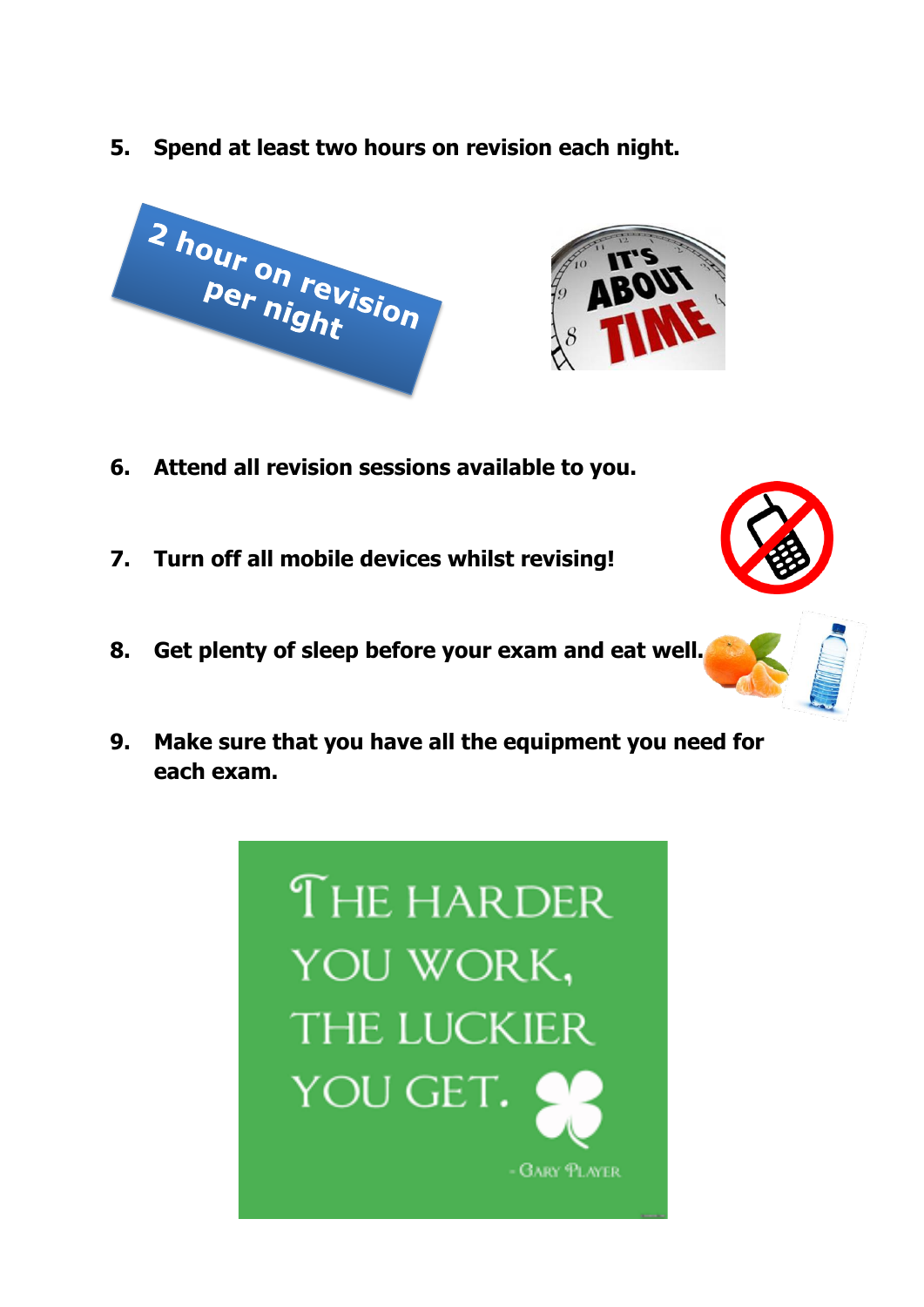5. **Spend at least two hours on revision each night.**

6. **Attend all revision sessions available to you.**

7. **Turn off all mobile devices whilst revising!**

8. **Get plenty of sleep before your exam and eat well.**

9. **Make sure that you have all the equipment you need for each exam.**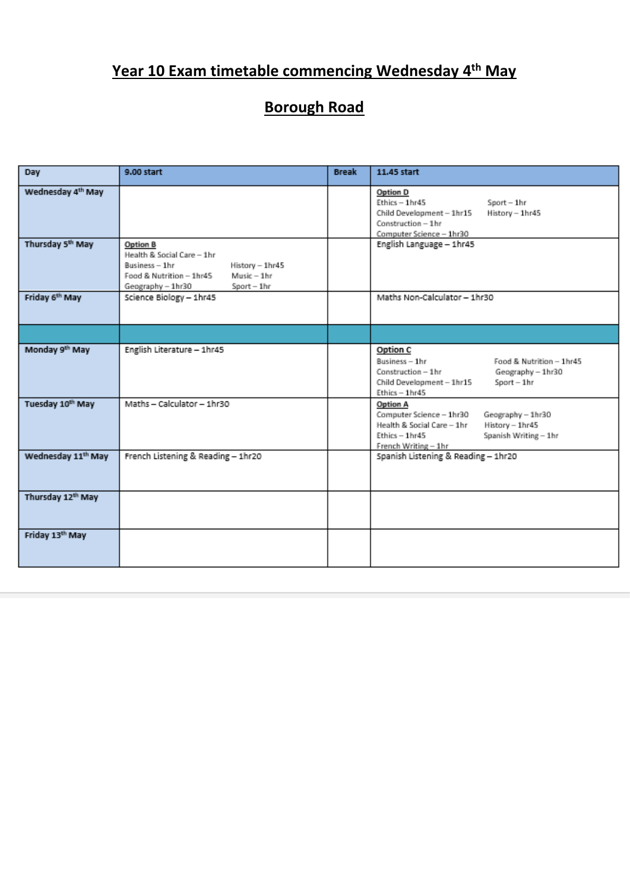# Year 10 Exam timetable commencing Wednesday 4th May

## Borough Road

| Day | 9.00 start | Break | 11.45 start |
|---|---|---|---|
| Wednesday 4th May | | | **Option D**<br>Ethics – 1hr45<br>Child Development – 1hr15<br>Construction – 1hr<br>Computer Science – 1hr30<br>Sport – 1hr<br>History – 1hr45 |
| Thursday 5th May | **Option B**<br>Health & Social Care – 1hr<br>Business – 1hr<br>Food & Nutrition – 1hr45<br>Geography – 1hr30<br>History – 1hr45<br>Music – 1hr<br>Sport – 1hr | | English Language – 1hr45 |
| Friday 6th May | Science Biology – 1hr45 | | Maths Non-Calculator – 1hr30 |
| | | | |
| Monday 9th May | English Literature – 1hr45 | | **Option C**<br>Business – 1hr<br>Construction – 1hr<br>Child Development – 1hr15<br>Ethics – 1hr45<br>Food & Nutrition – 1hr45<br>Geography – 1hr30<br>Sport – 1hr |
| Tuesday 10th May | Maths – Calculator – 1hr30 | | **Option A**<br>Computer Science – 1hr30<br>Health & Social Care – 1hr<br>Ethics – 1hr45<br>French Writing – 1hr<br>Geography – 1hr30<br>History – 1hr45<br>Spanish Writing – 1hr |
| Wednesday 11th May | French Listening & Reading – 1hr20 | | Spanish Listening & Reading – 1hr20 |
| Thursday 12th May | | | |
| Friday 13th May | | | |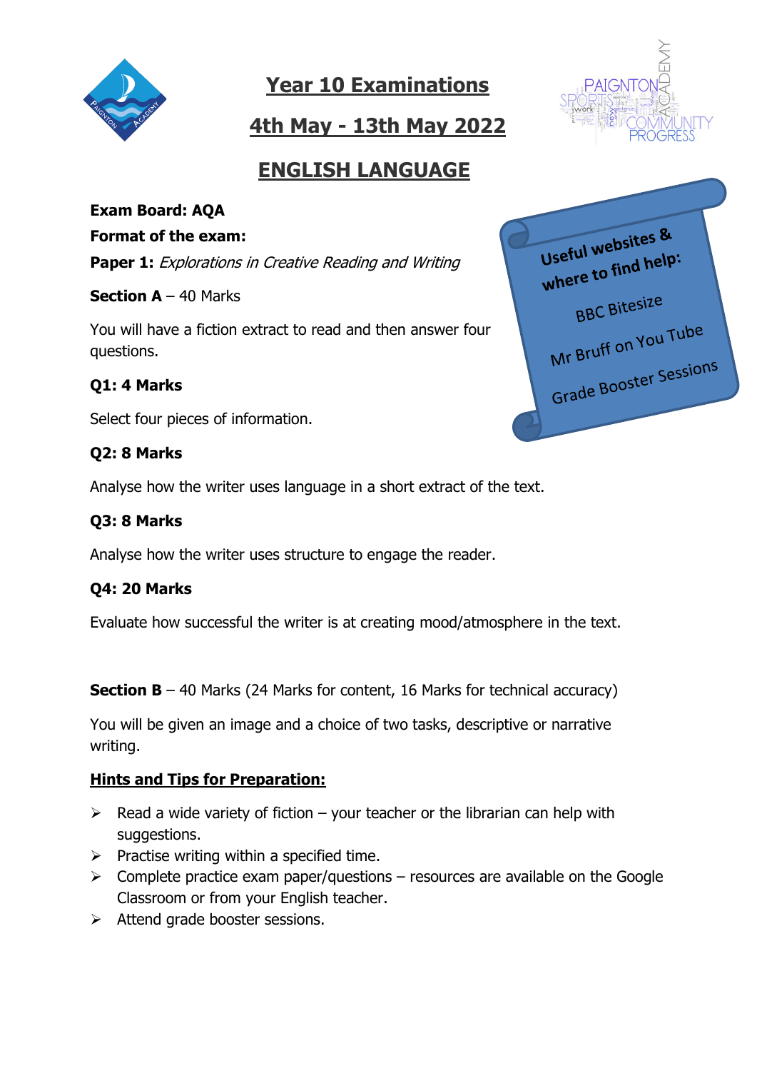# Year 10 Examinations

## 4th May - 13th May 2022

## ENGLISH LANGUAGE

**Exam Board: AQA**

**Format of the exam:**

**Paper 1:** *Explorations in Creative Reading and Writing*

**Section A** – 40 Marks

You will have a fiction extract to read and then answer four questions.

**Q1: 4 Marks**

Select four pieces of information.

**Q2: 8 Marks**

Analyse how the writer uses language in a short extract of the text.

**Q3: 8 Marks**

Analyse how the writer uses structure to engage the reader.

**Q4: 20 Marks**

Evaluate how successful the writer is at creating mood/atmosphere in the text.

**Section B** – 40 Marks (24 Marks for content, 16 Marks for technical accuracy)

You will be given an image and a choice of two tasks, descriptive or narrative writing.

**Useful websites & where to find help:**

- BBC Bitesize
- Mr Bruff on You Tube
- Grade Booster Sessions

### Hints and Tips for Preparation:

- Read a wide variety of fiction – your teacher or the librarian can help with suggestions.
- Practise writing within a specified time.
- Complete practice exam paper/questions – resources are available on the Google Classroom or from your English teacher.
- Attend grade booster sessions.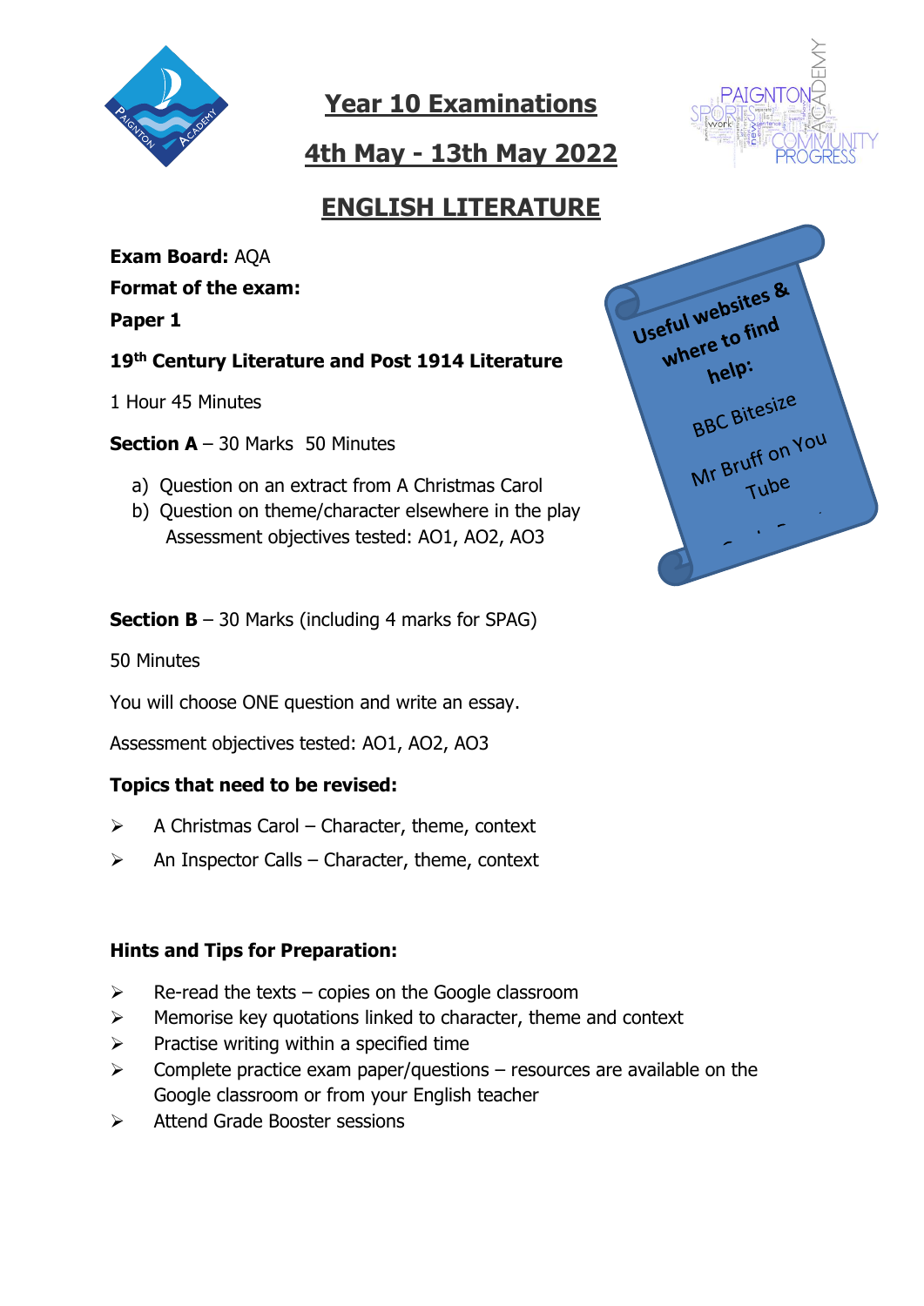# Year 10 Examinations

## 4th May - 13th May 2022

## ENGLISH LITERATURE

**Exam Board:** AQA

**Format of the exam:**

**Paper 1**

**19th Century Literature and Post 1914 Literature**

1 Hour 45 Minutes

**Section A** – 30 Marks 50 Minutes

a) Question on an extract from A Christmas Carol
b) Question on theme/character elsewhere in the play
   Assessment objectives tested: AO1, AO2, AO3

**Section B** – 30 Marks (including 4 marks for SPAG)

50 Minutes

You will choose ONE question and write an essay.

Assessment objectives tested: AO1, AO2, AO3

**Useful websites & where to find help:**

BBC Bitesize

Mr Bruff on You Tube

**Topics that need to be revised:**

- A Christmas Carol – Character, theme, context
- An Inspector Calls – Character, theme, context

**Hints and Tips for Preparation:**

- Re-read the texts – copies on the Google classroom
- Memorise key quotations linked to character, theme and context
- Practise writing within a specified time
- Complete practice exam paper/questions – resources are available on the Google classroom or from your English teacher
- Attend Grade Booster sessions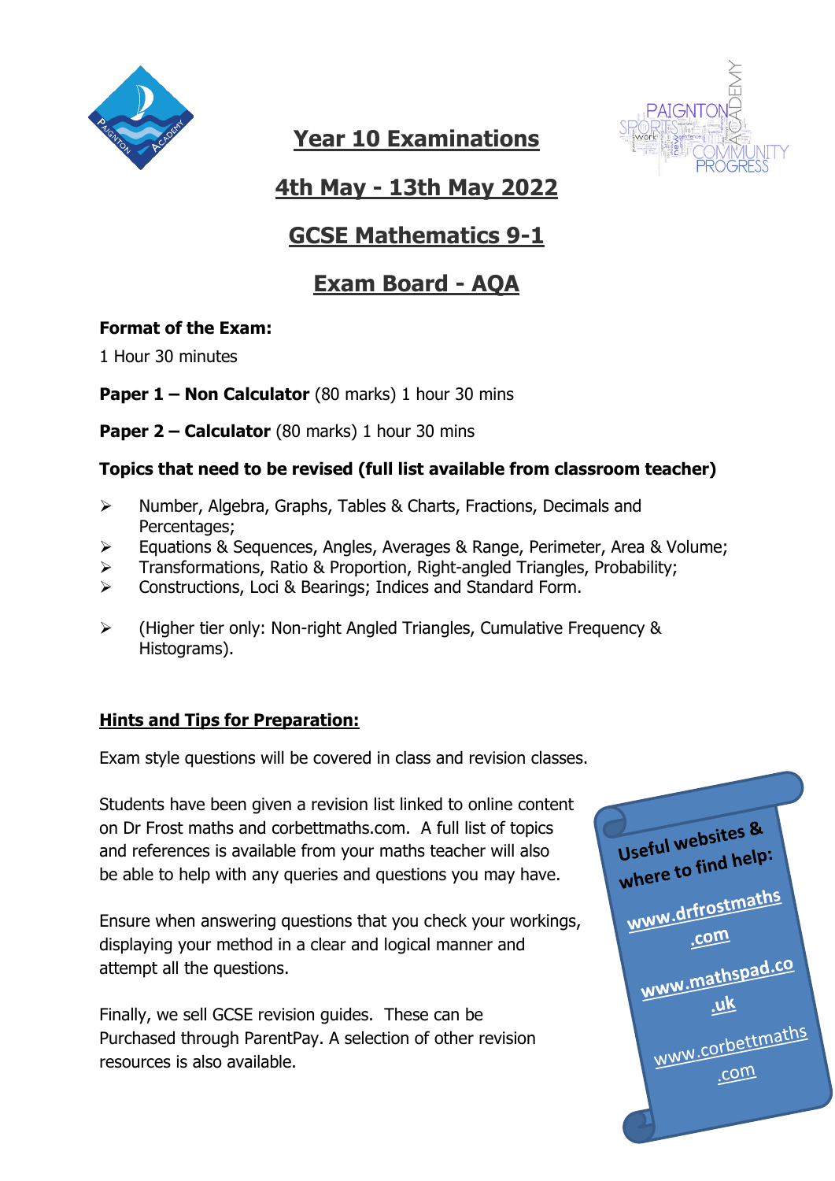# Year 10 Examinations

## 4th May - 13th May 2022

## GCSE Mathematics 9-1

## Exam Board - AQA

**Format of the Exam:**

1 Hour 30 minutes

**Paper 1 – Non Calculator** (80 marks) 1 hour 30 mins

**Paper 2 – Calculator** (80 marks) 1 hour 30 mins

**Topics that need to be revised (full list available from classroom teacher)**

- Number, Algebra, Graphs, Tables & Charts, Fractions, Decimals and Percentages;
- Equations & Sequences, Angles, Averages & Range, Perimeter, Area & Volume;
- Transformations, Ratio & Proportion, Right-angled Triangles, Probability;
- Constructions, Loci & Bearings; Indices and Standard Form.

- (Higher tier only: Non-right Angled Triangles, Cumulative Frequency & Histograms).

**Hints and Tips for Preparation:**

Exam style questions will be covered in class and revision classes.

Students have been given a revision list linked to online content on Dr Frost maths and corbettmaths.com. A full list of topics and references is available from your maths teacher will also be able to help with any queries and questions you may have.

Ensure when answering questions that you check your workings, displaying your method in a clear and logical manner and attempt all the questions.

Finally, we sell GCSE revision guides. These can be Purchased through ParentPay. A selection of other revision resources is also available.

**Useful websites & where to find help:**

www.drfrostmaths.com

www.mathspad.co.uk

www.corbettmaths.com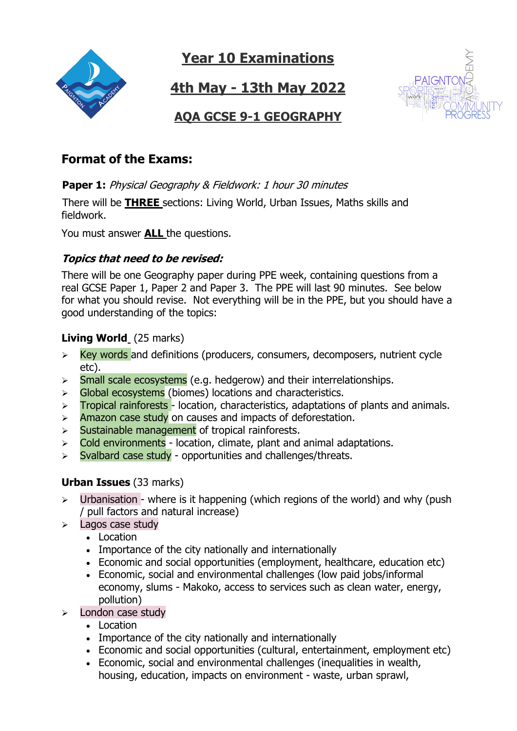# Year 10 Examinations

## 4th May - 13th May 2022

## AQA GCSE 9-1 GEOGRAPHY

## Format of the Exams:

**Paper 1:** *Physical Geography & Fieldwork: 1 hour 30 minutes*

There will be **THREE** sections: Living World, Urban Issues, Maths skills and fieldwork.

You must answer **ALL** the questions.

### *Topics that need to be revised:*

There will be one Geography paper during PPE week, containing questions from a real GCSE Paper 1, Paper 2 and Paper 3. The PPE will last 90 minutes. See below for what you should revise. Not everything will be in the PPE, but you should have a good understanding of the topics:

**Living World** (25 marks)

- Key words and definitions (producers, consumers, decomposers, nutrient cycle etc).
- Small scale ecosystems (e.g. hedgerow) and their interrelationships.
- Global ecosystems (biomes) locations and characteristics.
- Tropical rainforests - location, characteristics, adaptations of plants and animals.
- Amazon case study on causes and impacts of deforestation.
- Sustainable management of tropical rainforests.
- Cold environments - location, climate, plant and animal adaptations.
- Svalbard case study - opportunities and challenges/threats.

**Urban Issues** (33 marks)

- Urbanisation - where is it happening (which regions of the world) and why (push / pull factors and natural increase)
- Lagos case study
  - Location
  - Importance of the city nationally and internationally
  - Economic and social opportunities (employment, healthcare, education etc)
  - Economic, social and environmental challenges (low paid jobs/informal economy, slums - Makoko, access to services such as clean water, energy, pollution)
- London case study
  - Location
  - Importance of the city nationally and internationally
  - Economic and social opportunities (cultural, entertainment, employment etc)
  - Economic, social and environmental challenges (inequalities in wealth, housing, education, impacts on environment - waste, urban sprawl,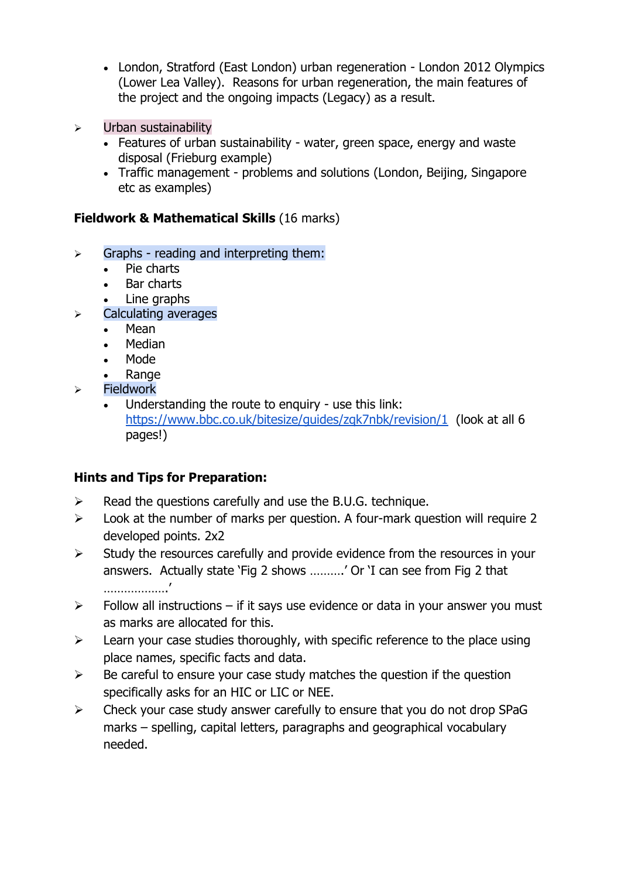- London, Stratford (East London) urban regeneration - London 2012 Olympics (Lower Lea Valley). Reasons for urban regeneration, the main features of the project and the ongoing impacts (Legacy) as a result.

- Urban sustainability
  - Features of urban sustainability - water, green space, energy and waste disposal (Frieburg example)
  - Traffic management - problems and solutions (London, Beijing, Singapore etc as examples)

**Fieldwork & Mathematical Skills** (16 marks)

- Graphs - reading and interpreting them:
  - Pie charts
  - Bar charts
  - Line graphs
- Calculating averages
  - Mean
  - Median
  - Mode
  - Range
- Fieldwork
  - Understanding the route to enquiry - use this link: [https://www.bbc.co.uk/bitesize/guides/zqk7nbk/revision/1](https://www.bbc.co.uk/bitesize/guides/zqk7nbk/revision/1) (look at all 6 pages!)

**Hints and Tips for Preparation:**

- Read the questions carefully and use the B.U.G. technique.
- Look at the number of marks per question. A four-mark question will require 2 developed points. 2x2
- Study the resources carefully and provide evidence from the resources in your answers. Actually state 'Fig 2 shows ……….' Or 'I can see from Fig 2 that ………………'
- Follow all instructions – if it says use evidence or data in your answer you must as marks are allocated for this.
- Learn your case studies thoroughly, with specific reference to the place using place names, specific facts and data.
- Be careful to ensure your case study matches the question if the question specifically asks for an HIC or LIC or NEE.
- Check your case study answer carefully to ensure that you do not drop SPaG marks – spelling, capital letters, paragraphs and geographical vocabulary needed.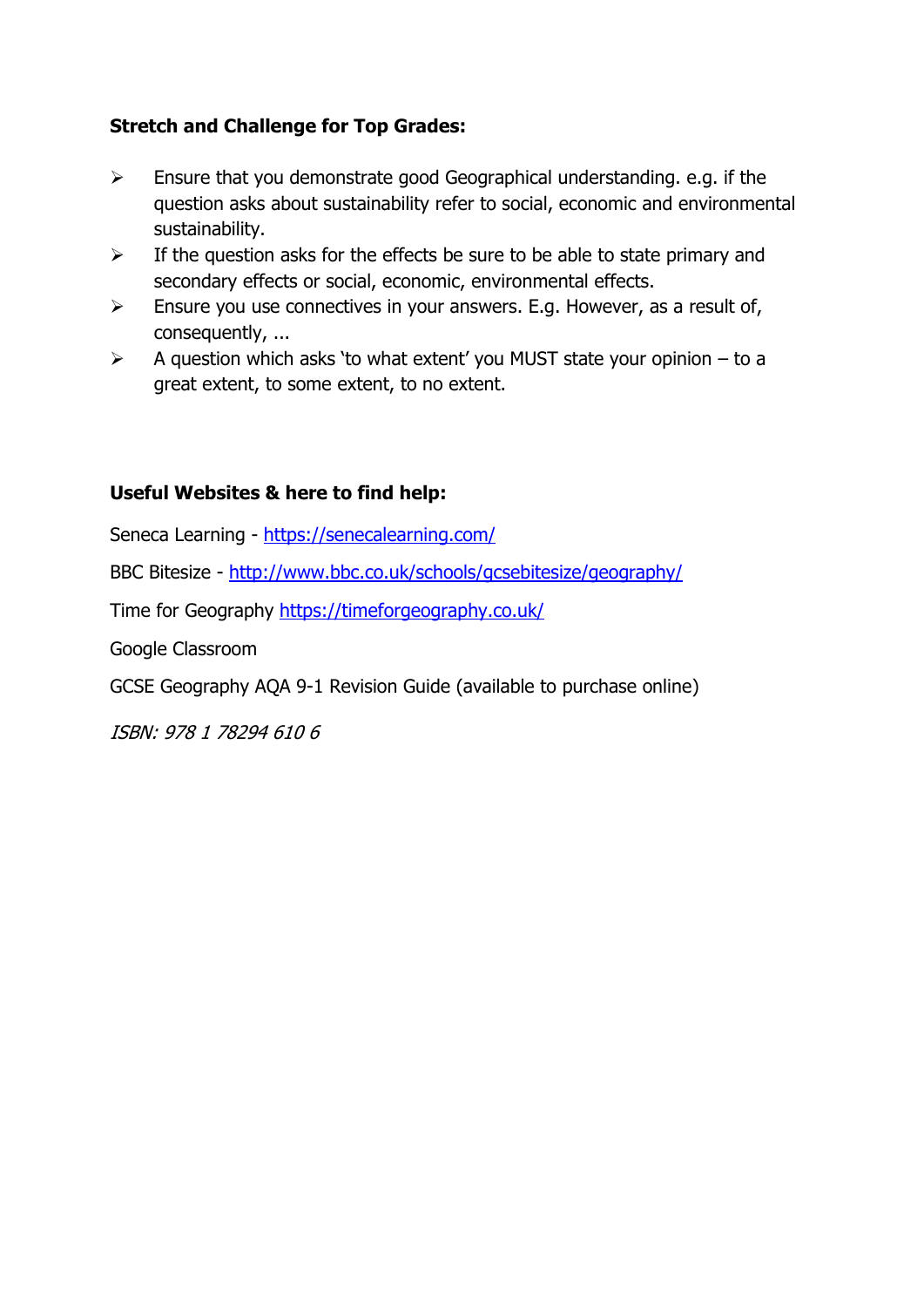**Stretch and Challenge for Top Grades:**

- Ensure that you demonstrate good Geographical understanding. e.g. if the question asks about sustainability refer to social, economic and environmental sustainability.
- If the question asks for the effects be sure to be able to state primary and secondary effects or social, economic, environmental effects.
- Ensure you use connectives in your answers. E.g. However, as a result of, consequently, ...
- A question which asks 'to what extent' you MUST state your opinion – to a great extent, to some extent, to no extent.

**Useful Websites & here to find help:**

Seneca Learning - [https://senecalearning.com/](https://senecalearning.com/)

BBC Bitesize - [http://www.bbc.co.uk/schools/gcsebitesize/geography/](http://www.bbc.co.uk/schools/gcsebitesize/geography/)

Time for Geography [https://timeforgeography.co.uk/](https://timeforgeography.co.uk/)

Google Classroom

GCSE Geography AQA 9-1 Revision Guide (available to purchase online)

*ISBN: 978 1 78294 610 6*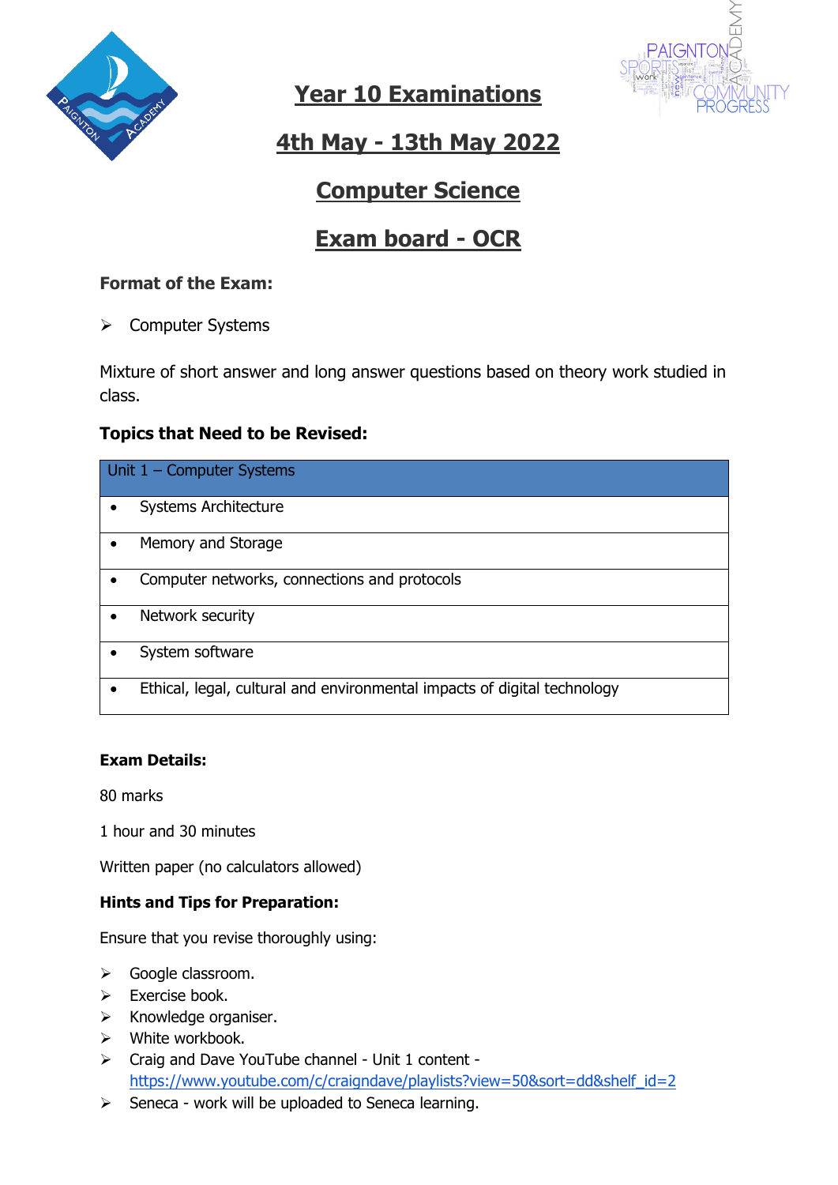# Year 10 Examinations

# 4th May - 13th May 2022

# Computer Science

# Exam board - OCR

**Format of the Exam:**

- Computer Systems

Mixture of short answer and long answer questions based on theory work studied in class.

**Topics that Need to be Revised:**

| Unit 1 – Computer Systems |
|---|
| • Systems Architecture |
| • Memory and Storage |
| • Computer networks, connections and protocols |
| • Network security |
| • System software |
| • Ethical, legal, cultural and environmental impacts of digital technology |

**Exam Details:**

80 marks

1 hour and 30 minutes

Written paper (no calculators allowed)

**Hints and Tips for Preparation:**

Ensure that you revise thoroughly using:

- Google classroom.
- Exercise book.
- Knowledge organiser.
- White workbook.
- Craig and Dave YouTube channel - Unit 1 content - https://www.youtube.com/c/craigndave/playlists?view=50&sort=dd&shelf_id=2
- Seneca - work will be uploaded to Seneca learning.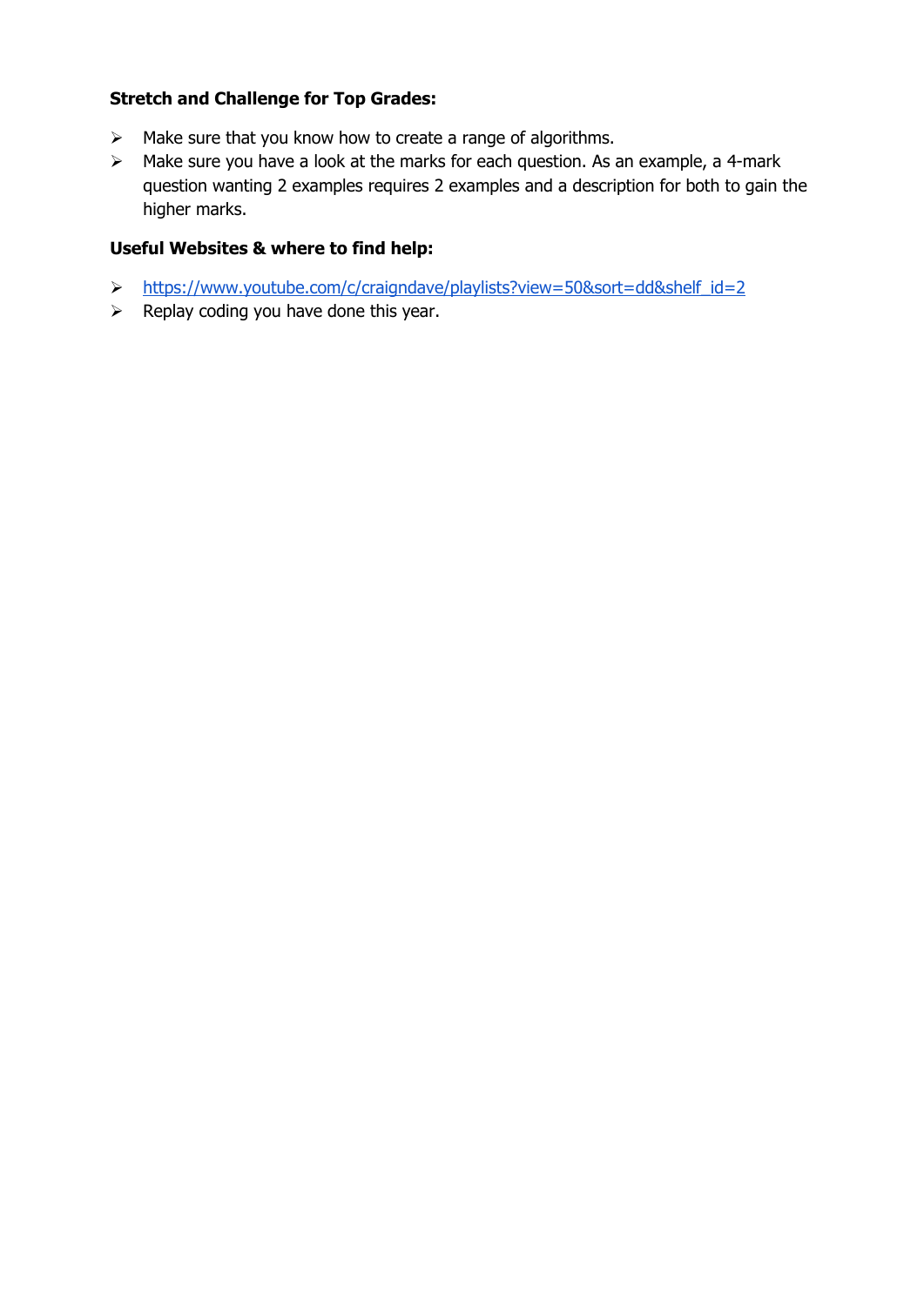**Stretch and Challenge for Top Grades:**

- Make sure that you know how to create a range of algorithms.
- Make sure you have a look at the marks for each question. As an example, a 4-mark question wanting 2 examples requires 2 examples and a description for both to gain the higher marks.

**Useful Websites & where to find help:**

- https://www.youtube.com/c/craigndave/playlists?view=50&sort=dd&shelf_id=2
- Replay coding you have done this year.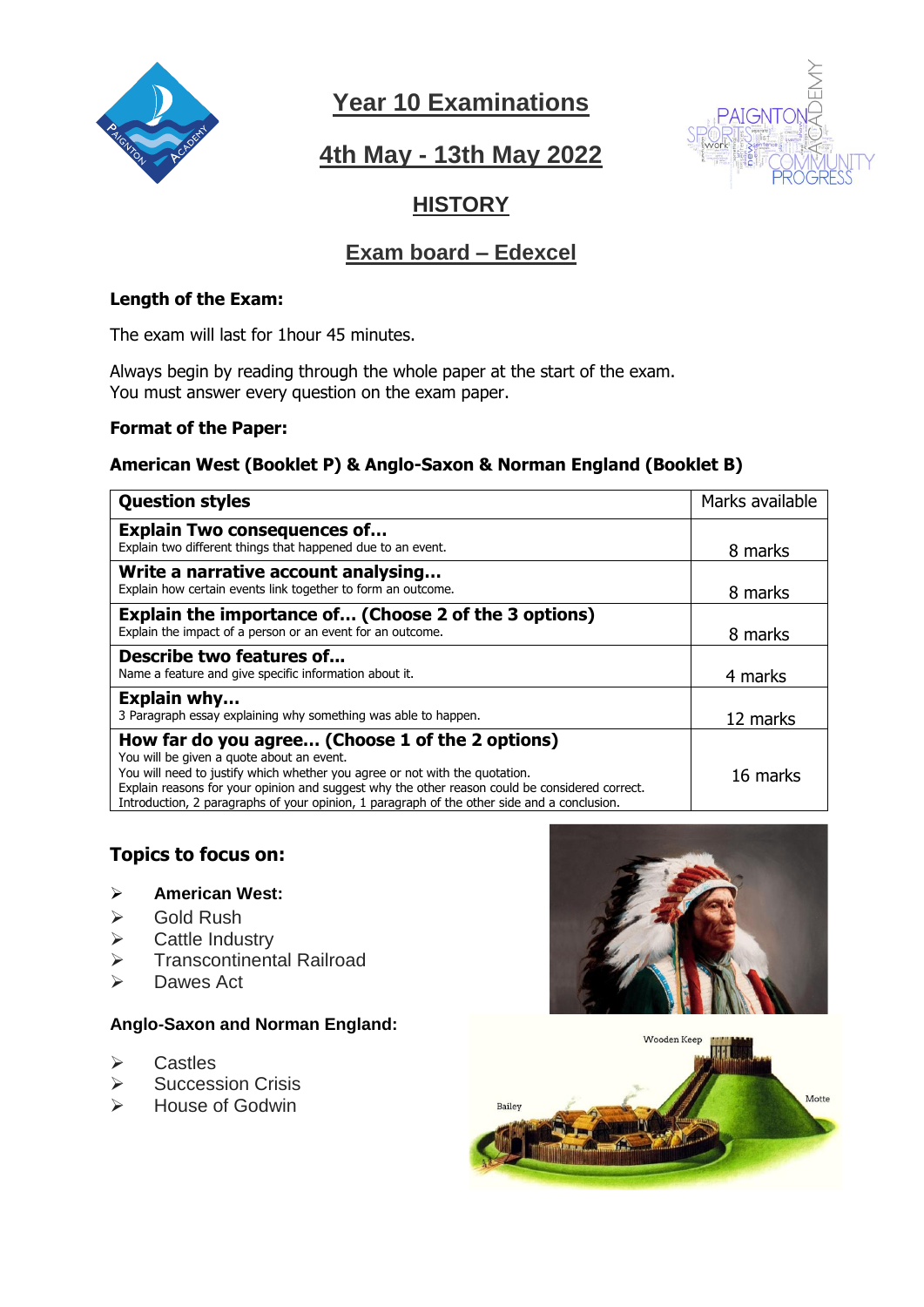# Year 10 Examinations

## 4th May - 13th May 2022

## HISTORY

## Exam board – Edexcel

**Length of the Exam:**

The exam will last for 1hour 45 minutes.

Always begin by reading through the whole paper at the start of the exam.
You must answer every question on the exam paper.

**Format of the Paper:**

**American West (Booklet P) & Anglo-Saxon & Norman England (Booklet B)**

| **Question styles** | Marks available |
|---|---|
| **Explain Two consequences of…** Explain two different things that happened due to an event. | 8 marks |
| **Write a narrative account analysing…** Explain how certain events link together to form an outcome. | 8 marks |
| **Explain the importance of… (Choose 2 of the 3 options)** Explain the impact of a person or an event for an outcome. | 8 marks |
| **Describe two features of…** Name a feature and give specific information about it. | 4 marks |
| **Explain why…** 3 Paragraph essay explaining why something was able to happen. | 12 marks |
| **How far do you agree… (Choose 1 of the 2 options)** You will be given a quote about an event. You will need to justify which whether you agree or not with the quotation. Explain reasons for your opinion and suggest why the other reason could be considered correct. Introduction, 2 paragraphs of your opinion, 1 paragraph of the other side and a conclusion. | 16 marks |

**Topics to focus on:**

- **American West:**
- Gold Rush
- Cattle Industry
- Transcontinental Railroad
- Dawes Act

**Anglo-Saxon and Norman England:**

- Castles
- Succession Crisis
- House of Godwin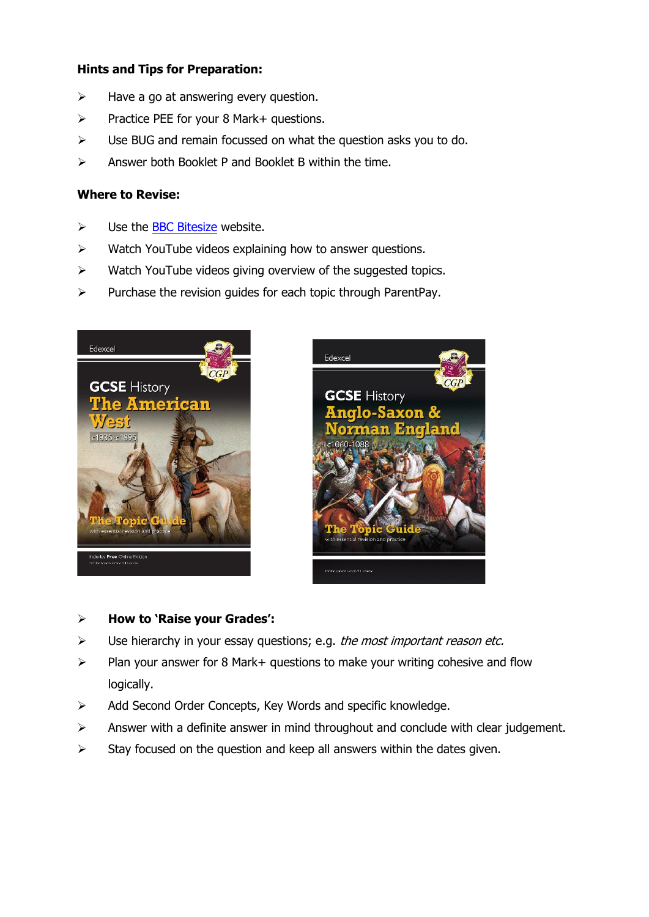**Hints and Tips for Preparation:**

- Have a go at answering every question.
- Practice PEE for your 8 Mark+ questions.
- Use BUG and remain focussed on what the question asks you to do.
- Answer both Booklet P and Booklet B within the time.

**Where to Revise:**

- Use the BBC Bitesize website.
- Watch YouTube videos explaining how to answer questions.
- Watch YouTube videos giving overview of the suggested topics.
- Purchase the revision guides for each topic through ParentPay.

- **How to 'Raise your Grades':**
- Use hierarchy in your essay questions; e.g. *the most important reason etc.*
- Plan your answer for 8 Mark+ questions to make your writing cohesive and flow logically.
- Add Second Order Concepts, Key Words and specific knowledge.
- Answer with a definite answer in mind throughout and conclude with clear judgement.
- Stay focused on the question and keep all answers within the dates given.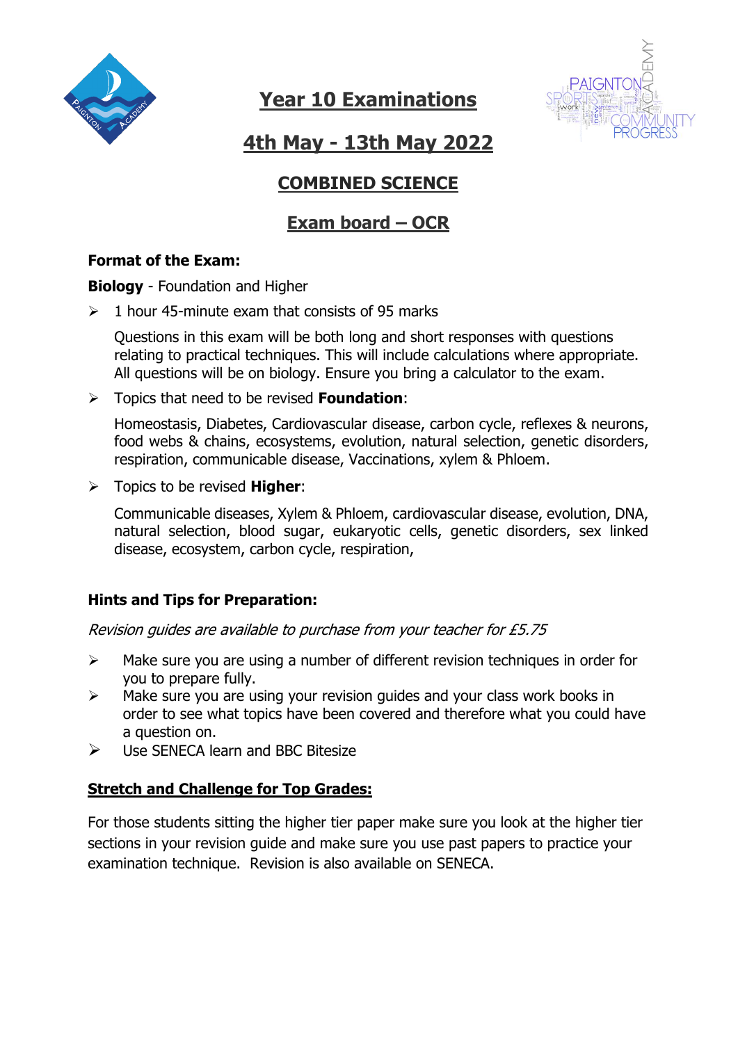# Year 10 Examinations

## 4th May - 13th May 2022

## COMBINED SCIENCE

## Exam board – OCR

**Format of the Exam:**

**Biology** - Foundation and Higher

- 1 hour 45-minute exam that consists of 95 marks

  Questions in this exam will be both long and short responses with questions relating to practical techniques. This will include calculations where appropriate. All questions will be on biology. Ensure you bring a calculator to the exam.

- Topics that need to be revised **Foundation**:

  Homeostasis, Diabetes, Cardiovascular disease, carbon cycle, reflexes & neurons, food webs & chains, ecosystems, evolution, natural selection, genetic disorders, respiration, communicable disease, Vaccinations, xylem & Phloem.

- Topics to be revised **Higher**:

  Communicable diseases, Xylem & Phloem, cardiovascular disease, evolution, DNA, natural selection, blood sugar, eukaryotic cells, genetic disorders, sex linked disease, ecosystem, carbon cycle, respiration,

**Hints and Tips for Preparation:**

*Revision guides are available to purchase from your teacher for £5.75*

- Make sure you are using a number of different revision techniques in order for you to prepare fully.
- Make sure you are using your revision guides and your class work books in order to see what topics have been covered and therefore what you could have a question on.
- Use SENECA learn and BBC Bitesize

**Stretch and Challenge for Top Grades:**

For those students sitting the higher tier paper make sure you look at the higher tier sections in your revision guide and make sure you use past papers to practice your examination technique. Revision is also available on SENECA.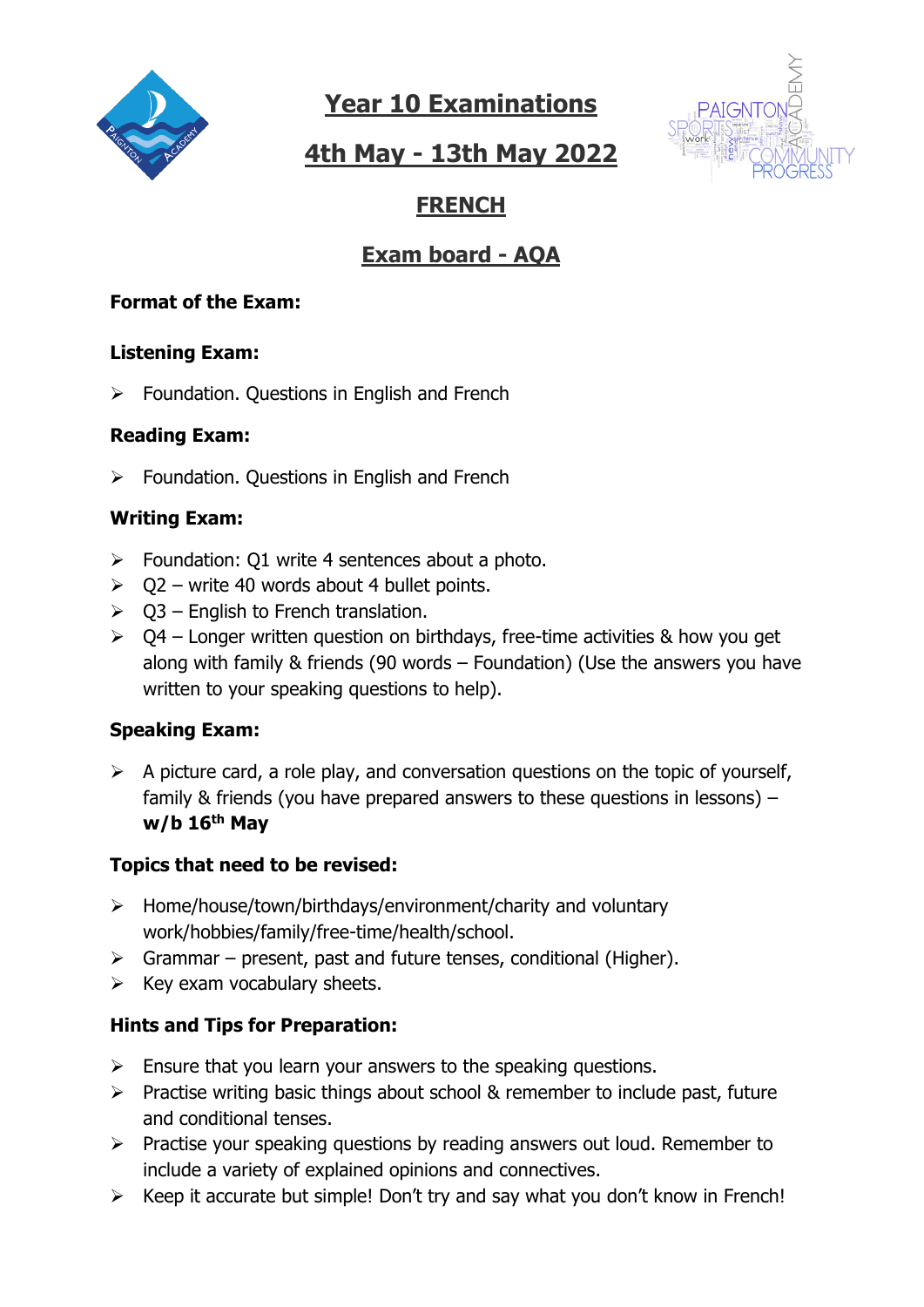# Year 10 Examinations

## 4th May - 13th May 2022

## FRENCH

## Exam board - AQA

**Format of the Exam:**

**Listening Exam:**

- Foundation. Questions in English and French

**Reading Exam:**

- Foundation. Questions in English and French

**Writing Exam:**

- Foundation: Q1 write 4 sentences about a photo.
- Q2 – write 40 words about 4 bullet points.
- Q3 – English to French translation.
- Q4 – Longer written question on birthdays, free-time activities & how you get along with family & friends (90 words – Foundation) (Use the answers you have written to your speaking questions to help).

**Speaking Exam:**

- A picture card, a role play, and conversation questions on the topic of yourself, family & friends (you have prepared answers to these questions in lessons) – **w/b 16th May**

**Topics that need to be revised:**

- Home/house/town/birthdays/environment/charity and voluntary work/hobbies/family/free-time/health/school.
- Grammar – present, past and future tenses, conditional (Higher).
- Key exam vocabulary sheets.

**Hints and Tips for Preparation:**

- Ensure that you learn your answers to the speaking questions.
- Practise writing basic things about school & remember to include past, future and conditional tenses.
- Practise your speaking questions by reading answers out loud. Remember to include a variety of explained opinions and connectives.
- Keep it accurate but simple! Don't try and say what you don't know in French!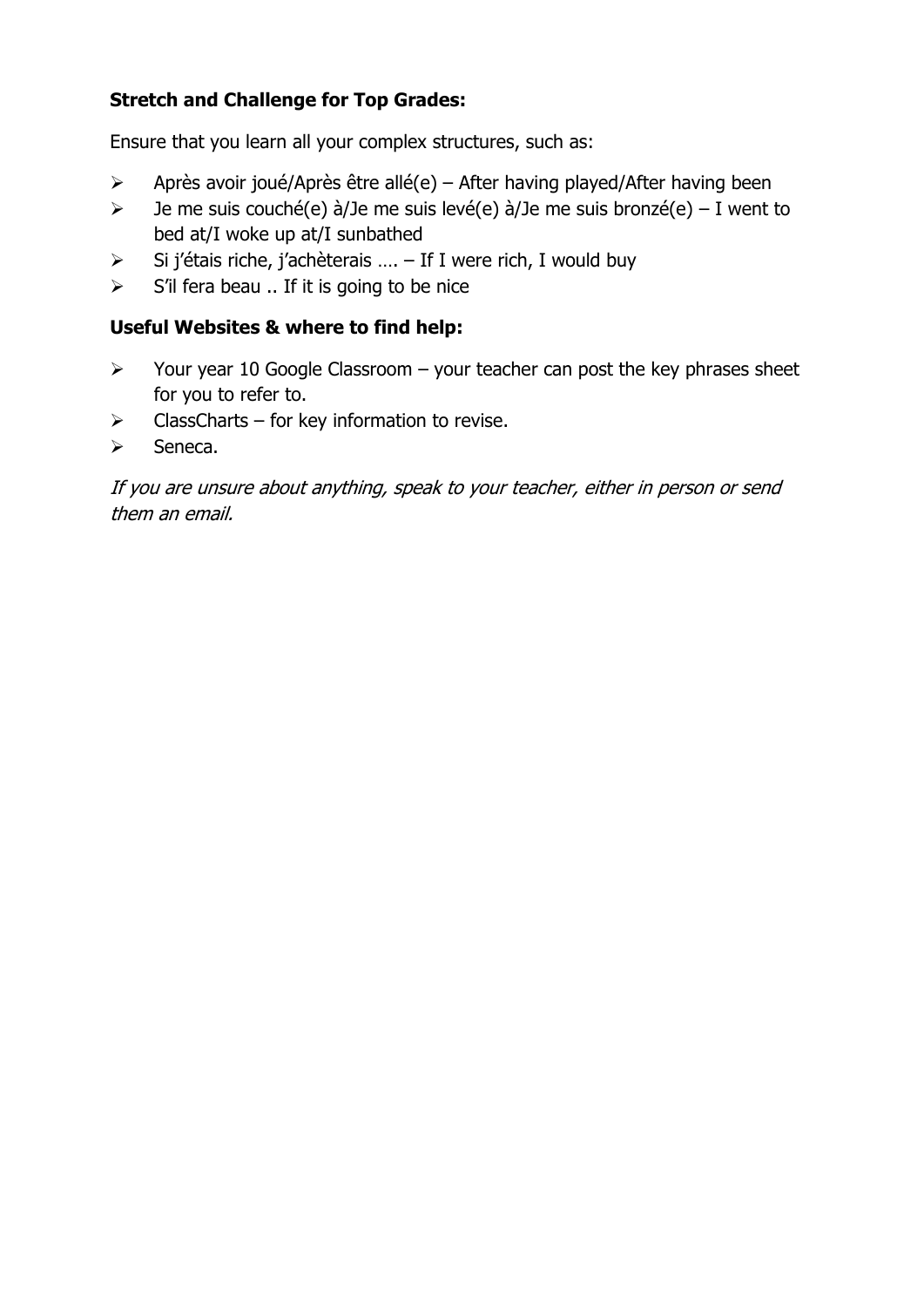**Stretch and Challenge for Top Grades:**

Ensure that you learn all your complex structures, such as:

- Après avoir joué/Après être allé(e) – After having played/After having been
- Je me suis couché(e) à/Je me suis levé(e) à/Je me suis bronzé(e) – I went to bed at/I woke up at/I sunbathed
- Si j'étais riche, j'achèterais …. – If I were rich, I would buy
- S'il fera beau .. If it is going to be nice

**Useful Websites & where to find help:**

- Your year 10 Google Classroom – your teacher can post the key phrases sheet for you to refer to.
- ClassCharts – for key information to revise.
- Seneca.

*If you are unsure about anything, speak to your teacher, either in person or send them an email.*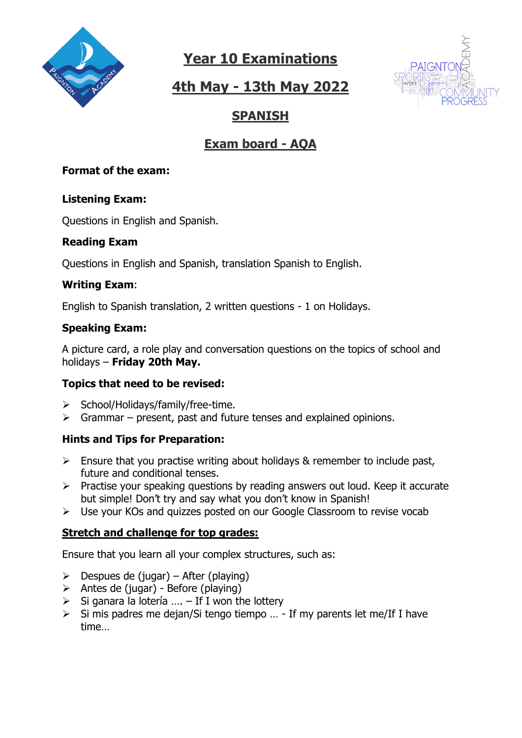# Year 10 Examinations

## 4th May - 13th May 2022

## SPANISH

## Exam board - AQA

**Format of the exam:**

**Listening Exam:**

Questions in English and Spanish.

**Reading Exam**

Questions in English and Spanish, translation Spanish to English.

**Writing Exam**:

English to Spanish translation, 2 written questions - 1 on Holidays.

**Speaking Exam:**

A picture card, a role play and conversation questions on the topics of school and holidays – **Friday 20th May.**

**Topics that need to be revised:**

- School/Holidays/family/free-time.
- Grammar – present, past and future tenses and explained opinions.

**Hints and Tips for Preparation:**

- Ensure that you practise writing about holidays & remember to include past, future and conditional tenses.
- Practise your speaking questions by reading answers out loud. Keep it accurate but simple! Don't try and say what you don't know in Spanish!
- Use your KOs and quizzes posted on our Google Classroom to revise vocab

**Stretch and challenge for top grades:**

Ensure that you learn all your complex structures, such as:

- Despues de (jugar) – After (playing)
- Antes de (jugar) - Before (playing)
- Si ganara la lotería …. – If I won the lottery
- Si mis padres me dejan/Si tengo tiempo … - If my parents let me/If I have time…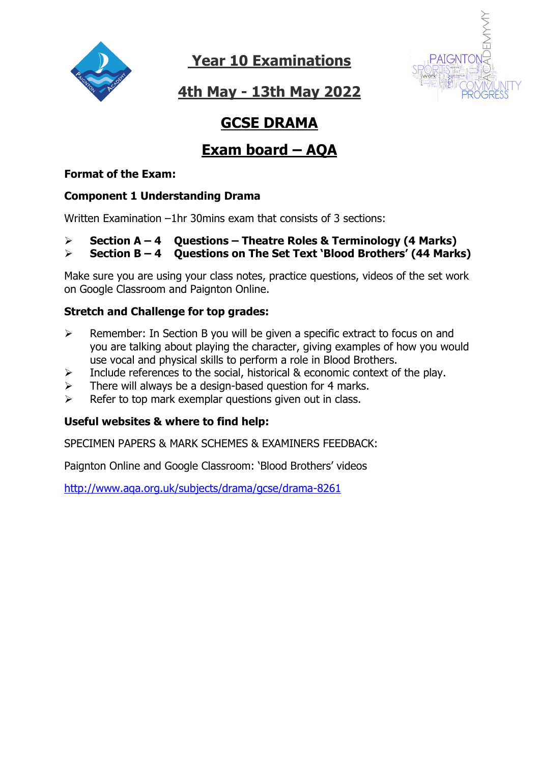# Year 10 Examinations

## 4th May - 13th May 2022

## GCSE DRAMA

## Exam board – AQA

**Format of the Exam:**

**Component 1 Understanding Drama**

Written Examination –1hr 30mins exam that consists of 3 sections:

- **Section A – 4 Questions – Theatre Roles & Terminology (4 Marks)**
- **Section B – 4 Questions on The Set Text 'Blood Brothers' (44 Marks)**

Make sure you are using your class notes, practice questions, videos of the set work on Google Classroom and Paignton Online.

**Stretch and Challenge for top grades:**

- Remember: In Section B you will be given a specific extract to focus on and you are talking about playing the character, giving examples of how you would use vocal and physical skills to perform a role in Blood Brothers.
- Include references to the social, historical & economic context of the play.
- There will always be a design-based question for 4 marks.
- Refer to top mark exemplar questions given out in class.

**Useful websites & where to find help:**

SPECIMEN PAPERS & MARK SCHEMES & EXAMINERS FEEDBACK:

Paignton Online and Google Classroom: 'Blood Brothers' videos

http://www.aqa.org.uk/subjects/drama/gcse/drama-8261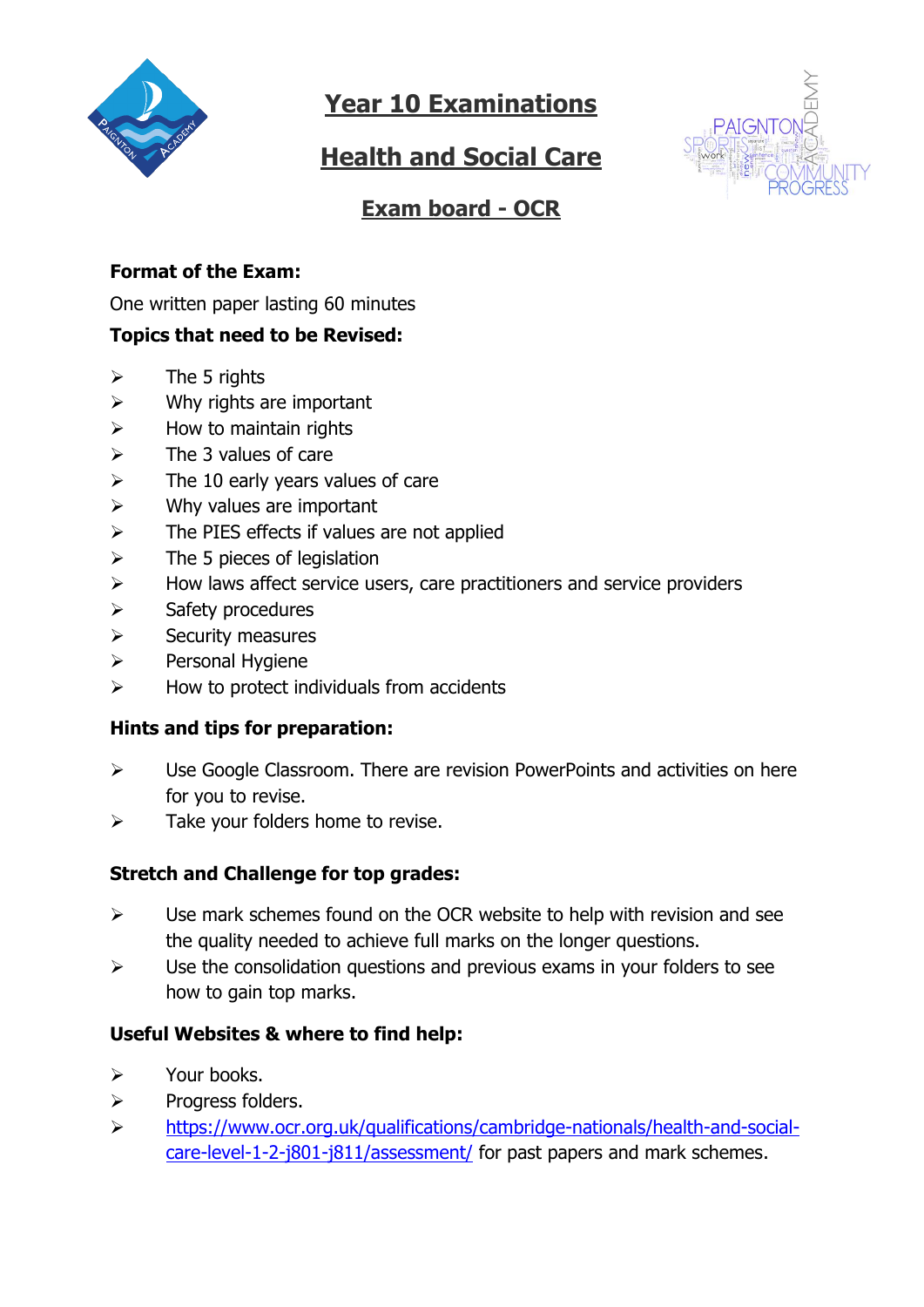# Year 10 Examinations

## Health and Social Care

### Exam board - OCR

**Format of the Exam:**

One written paper lasting 60 minutes

**Topics that need to be Revised:**

- The 5 rights
- Why rights are important
- How to maintain rights
- The 3 values of care
- The 10 early years values of care
- Why values are important
- The PIES effects if values are not applied
- The 5 pieces of legislation
- How laws affect service users, care practitioners and service providers
- Safety procedures
- Security measures
- Personal Hygiene
- How to protect individuals from accidents

**Hints and tips for preparation:**

- Use Google Classroom. There are revision PowerPoints and activities on here for you to revise.
- Take your folders home to revise.

**Stretch and Challenge for top grades:**

- Use mark schemes found on the OCR website to help with revision and see the quality needed to achieve full marks on the longer questions.
- Use the consolidation questions and previous exams in your folders to see how to gain top marks.

**Useful Websites & where to find help:**

- Your books.
- Progress folders.
- https://www.ocr.org.uk/qualifications/cambridge-nationals/health-and-social-care-level-1-2-j801-j811/assessment/ for past papers and mark schemes.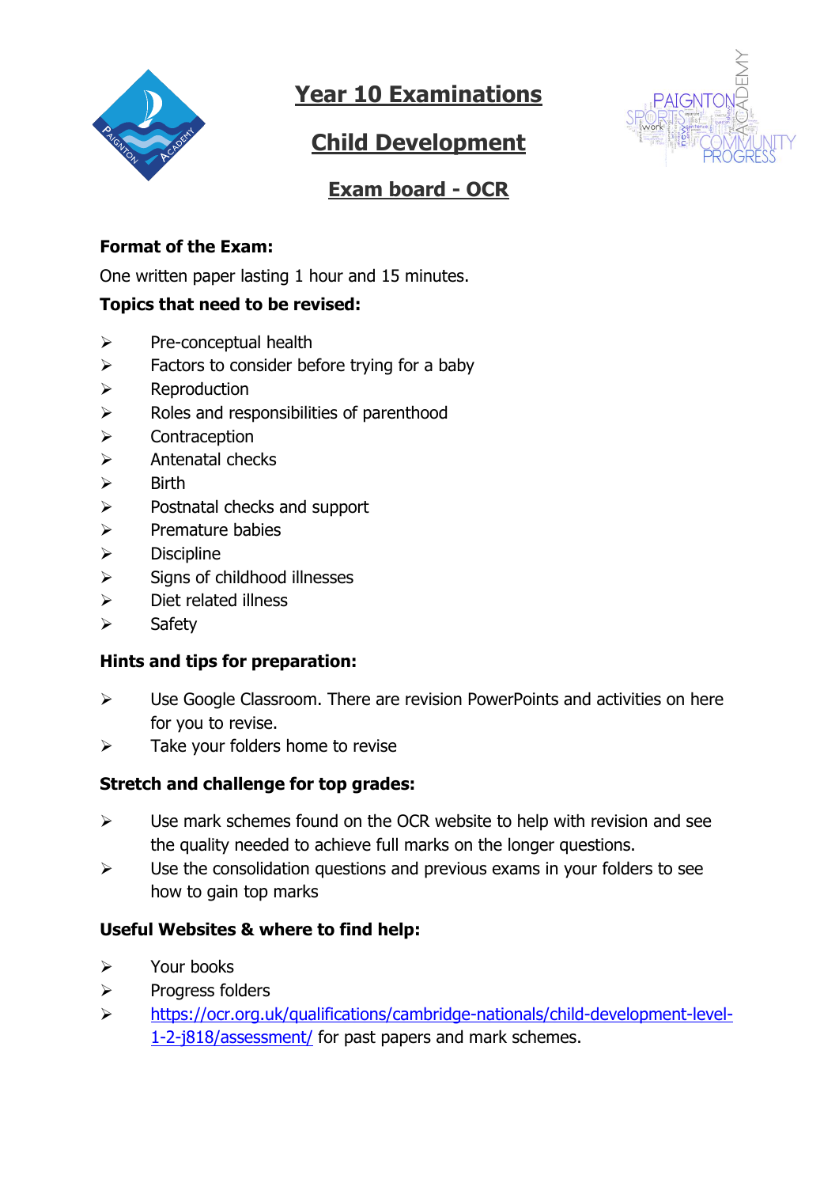# Year 10 Examinations

## Child Development

## Exam board - OCR

**Format of the Exam:**

One written paper lasting 1 hour and 15 minutes.

**Topics that need to be revised:**

- Pre-conceptual health
- Factors to consider before trying for a baby
- Reproduction
- Roles and responsibilities of parenthood
- Contraception
- Antenatal checks
- Birth
- Postnatal checks and support
- Premature babies
- Discipline
- Signs of childhood illnesses
- Diet related illness
- Safety

**Hints and tips for preparation:**

- Use Google Classroom. There are revision PowerPoints and activities on here for you to revise.
- Take your folders home to revise

**Stretch and challenge for top grades:**

- Use mark schemes found on the OCR website to help with revision and see the quality needed to achieve full marks on the longer questions.
- Use the consolidation questions and previous exams in your folders to see how to gain top marks

**Useful Websites & where to find help:**

- Your books
- Progress folders
- [https://ocr.org.uk/qualifications/cambridge-nationals/child-development-level-1-2-j818/assessment/](https://ocr.org.uk/qualifications/cambridge-nationals/child-development-level-1-2-j818/assessment/) for past papers and mark schemes.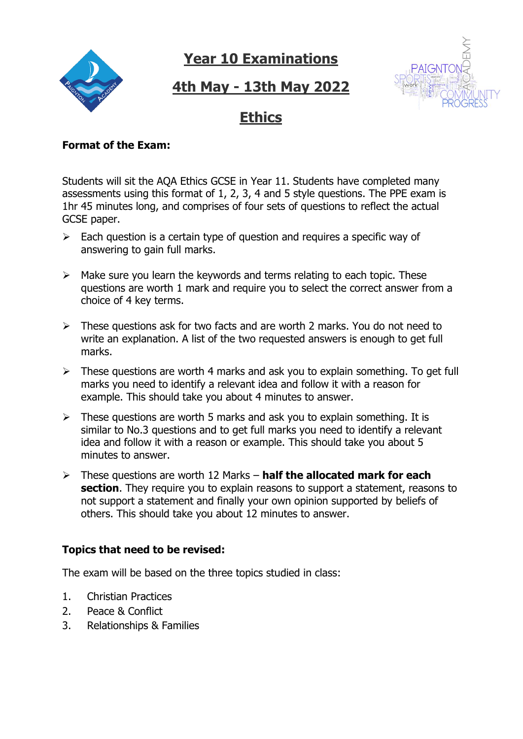# Year 10 Examinations

## 4th May - 13th May 2022

## Ethics

**Format of the Exam:**

Students will sit the AQA Ethics GCSE in Year 11. Students have completed many assessments using this format of 1, 2, 3, 4 and 5 style questions. The PPE exam is 1hr 45 minutes long, and comprises of four sets of questions to reflect the actual GCSE paper.

- Each question is a certain type of question and requires a specific way of answering to gain full marks.
- Make sure you learn the keywords and terms relating to each topic. These questions are worth 1 mark and require you to select the correct answer from a choice of 4 key terms.
- These questions ask for two facts and are worth 2 marks. You do not need to write an explanation. A list of the two requested answers is enough to get full marks.
- These questions are worth 4 marks and ask you to explain something. To get full marks you need to identify a relevant idea and follow it with a reason for example. This should take you about 4 minutes to answer.
- These questions are worth 5 marks and ask you to explain something. It is similar to No.3 questions and to get full marks you need to identify a relevant idea and follow it with a reason or example. This should take you about 5 minutes to answer.
- These questions are worth 12 Marks – **half the allocated mark for each section**. They require you to explain reasons to support a statement, reasons to not support a statement and finally your own opinion supported by beliefs of others. This should take you about 12 minutes to answer.

**Topics that need to be revised:**

The exam will be based on the three topics studied in class:

1. Christian Practices
2. Peace & Conflict
3. Relationships & Families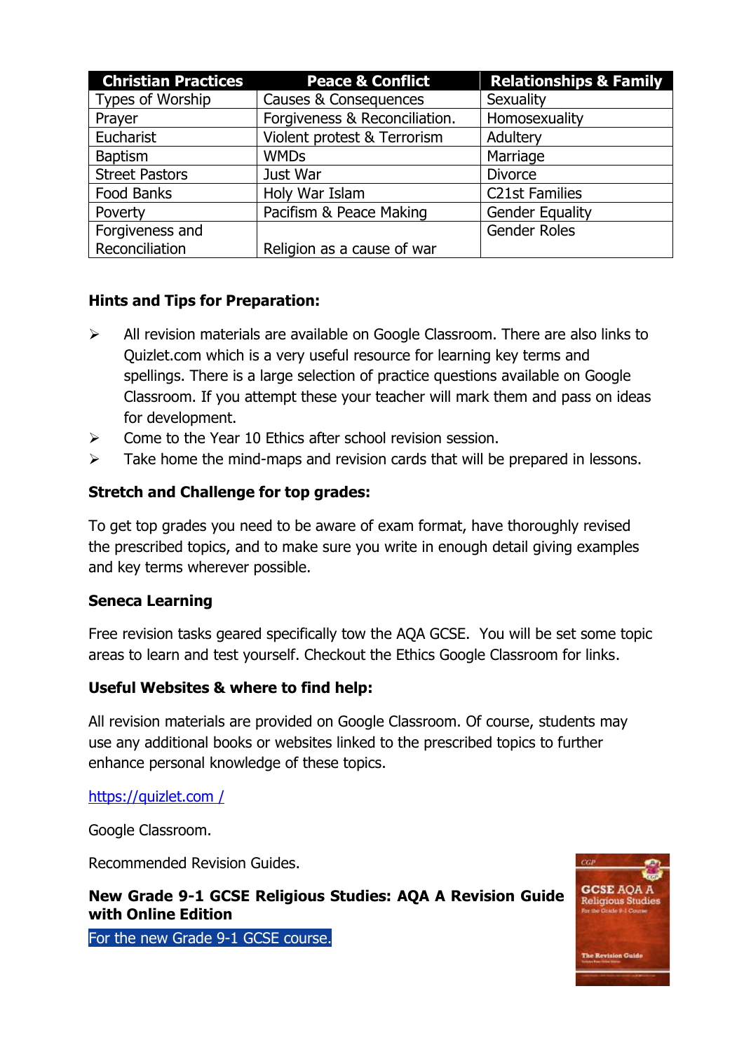| Christian Practices | Peace & Conflict | Relationships & Family |
|---|---|---|
| Types of Worship | Causes & Consequences | Sexuality |
| Prayer | Forgiveness & Reconciliation. | Homosexuality |
| Eucharist | Violent protest & Terrorism | Adultery |
| Baptism | WMDs | Marriage |
| Street Pastors | Just War | Divorce |
| Food Banks | Holy War Islam | C21st Families |
| Poverty | Pacifism & Peace Making | Gender Equality |
| Forgiveness and Reconciliation | Religion as a cause of war | Gender Roles |

**Hints and Tips for Preparation:**

- All revision materials are available on Google Classroom. There are also links to Quizlet.com which is a very useful resource for learning key terms and spellings. There is a large selection of practice questions available on Google Classroom. If you attempt these your teacher will mark them and pass on ideas for development.
- Come to the Year 10 Ethics after school revision session.
- Take home the mind-maps and revision cards that will be prepared in lessons.

**Stretch and Challenge for top grades:**

To get top grades you need to be aware of exam format, have thoroughly revised the prescribed topics, and to make sure you write in enough detail giving examples and key terms wherever possible.

**Seneca Learning**

Free revision tasks geared specifically tow the AQA GCSE. You will be set some topic areas to learn and test yourself. Checkout the Ethics Google Classroom for links.

**Useful Websites & where to find help:**

All revision materials are provided on Google Classroom. Of course, students may use any additional books or websites linked to the prescribed topics to further enhance personal knowledge of these topics.

https://quizlet.com /

Google Classroom.

Recommended Revision Guides.

**New Grade 9-1 GCSE Religious Studies: AQA A Revision Guide with Online Edition**

For the new Grade 9-1 GCSE course.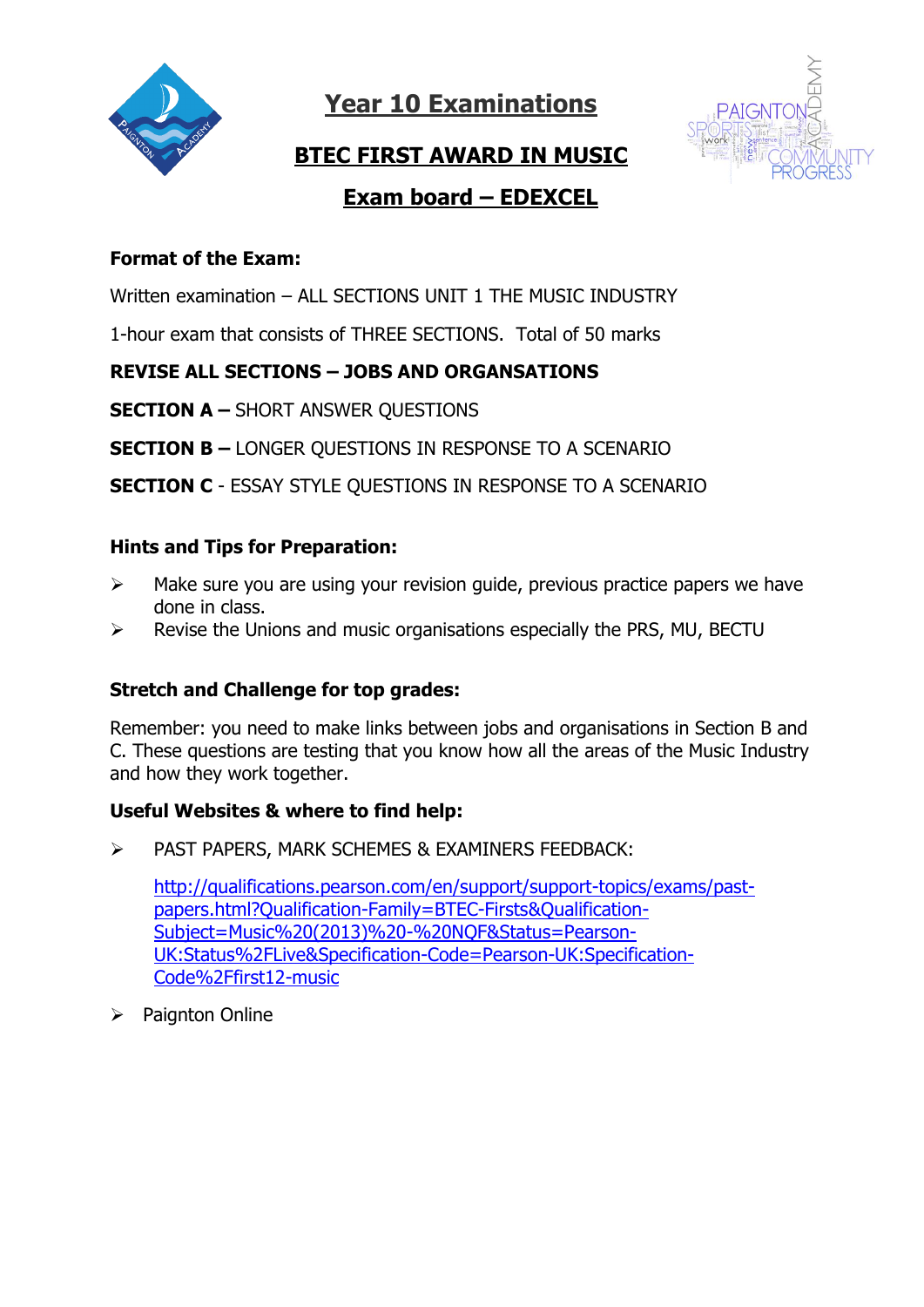# Year 10 Examinations

## BTEC FIRST AWARD IN MUSIC

## Exam board – EDEXCEL

**Format of the Exam:**

Written examination – ALL SECTIONS UNIT 1 THE MUSIC INDUSTRY

1-hour exam that consists of THREE SECTIONS. Total of 50 marks

**REVISE ALL SECTIONS – JOBS AND ORGANSATIONS**

**SECTION A –** SHORT ANSWER QUESTIONS

**SECTION B –** LONGER QUESTIONS IN RESPONSE TO A SCENARIO

**SECTION C** - ESSAY STYLE QUESTIONS IN RESPONSE TO A SCENARIO

**Hints and Tips for Preparation:**

- Make sure you are using your revision guide, previous practice papers we have done in class.
- Revise the Unions and music organisations especially the PRS, MU, BECTU

**Stretch and Challenge for top grades:**

Remember: you need to make links between jobs and organisations in Section B and C. These questions are testing that you know how all the areas of the Music Industry and how they work together.

**Useful Websites & where to find help:**

- PAST PAPERS, MARK SCHEMES & EXAMINERS FEEDBACK:

  http://qualifications.pearson.com/en/support/support-topics/exams/past-papers.html?Qualification-Family=BTEC-Firsts&Qualification-Subject=Music%20(2013)%20-%20NQF&Status=Pearson-UK:Status%2FLive&Specification-Code=Pearson-UK:Specification-Code%2Ffirst12-music

- Paignton Online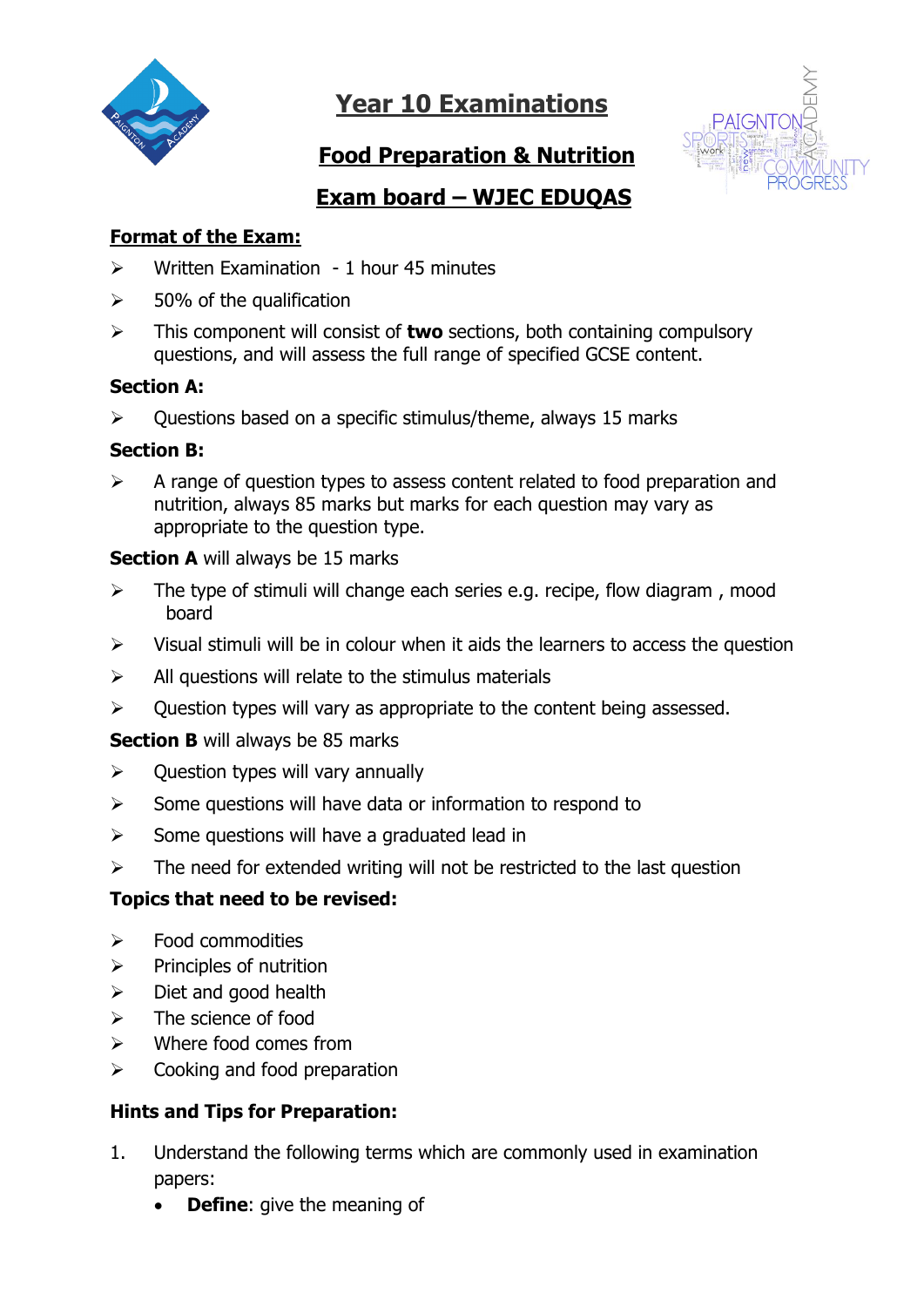# Year 10 Examinations

## Food Preparation & Nutrition

## Exam board – WJEC EDUQAS

**Format of the Exam:**

- Written Examination - 1 hour 45 minutes
- 50% of the qualification
- This component will consist of **two** sections, both containing compulsory questions, and will assess the full range of specified GCSE content.

**Section A:**

- Questions based on a specific stimulus/theme, always 15 marks

**Section B:**

- A range of question types to assess content related to food preparation and nutrition, always 85 marks but marks for each question may vary as appropriate to the question type.

**Section A** will always be 15 marks

- The type of stimuli will change each series e.g. recipe, flow diagram , mood board
- Visual stimuli will be in colour when it aids the learners to access the question
- All questions will relate to the stimulus materials
- Question types will vary as appropriate to the content being assessed.

**Section B** will always be 85 marks

- Question types will vary annually
- Some questions will have data or information to respond to
- Some questions will have a graduated lead in
- The need for extended writing will not be restricted to the last question

**Topics that need to be revised:**

- Food commodities
- Principles of nutrition
- Diet and good health
- The science of food
- Where food comes from
- Cooking and food preparation

**Hints and Tips for Preparation:**

1. Understand the following terms which are commonly used in examination papers:
   - **Define**: give the meaning of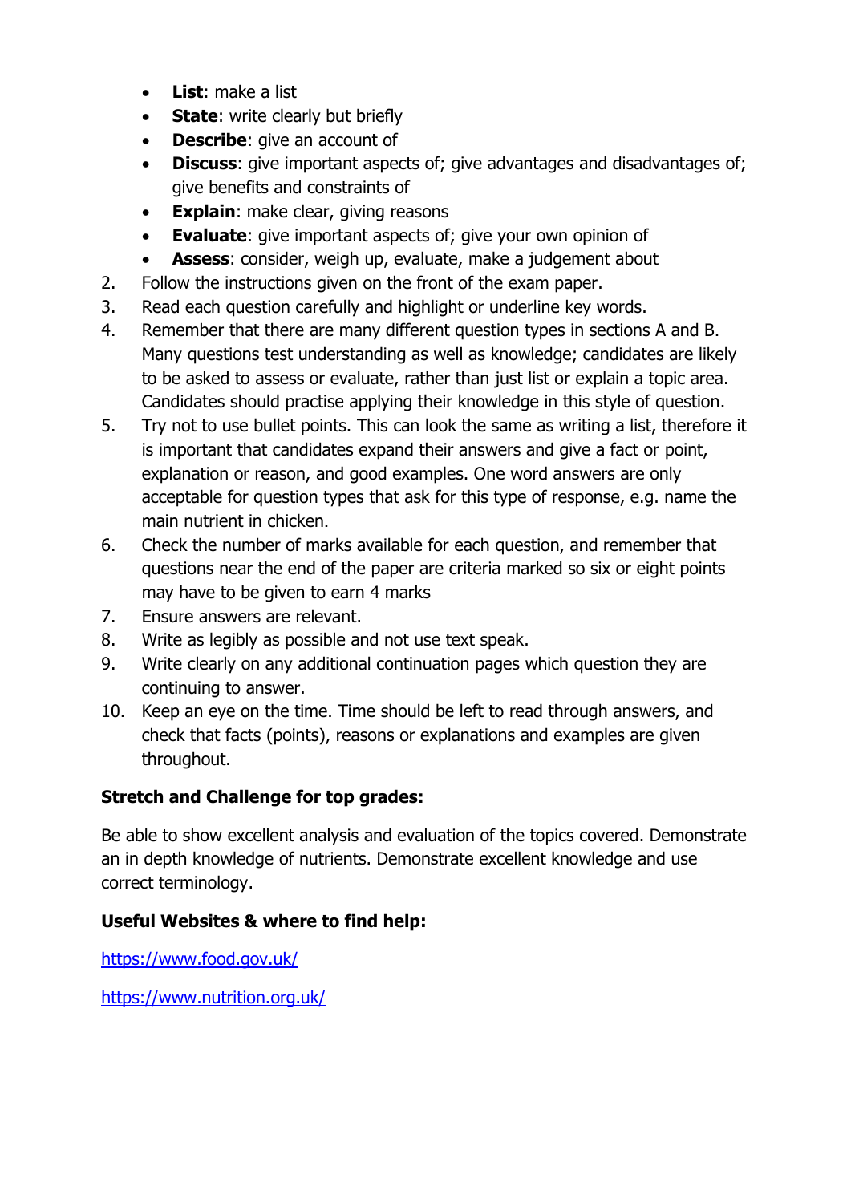- **List**: make a list
- **State**: write clearly but briefly
- **Describe**: give an account of
- **Discuss**: give important aspects of; give advantages and disadvantages of; give benefits and constraints of
- **Explain**: make clear, giving reasons
- **Evaluate**: give important aspects of; give your own opinion of
- **Assess**: consider, weigh up, evaluate, make a judgement about

2. Follow the instructions given on the front of the exam paper.
3. Read each question carefully and highlight or underline key words.
4. Remember that there are many different question types in sections A and B. Many questions test understanding as well as knowledge; candidates are likely to be asked to assess or evaluate, rather than just list or explain a topic area. Candidates should practise applying their knowledge in this style of question.
5. Try not to use bullet points. This can look the same as writing a list, therefore it is important that candidates expand their answers and give a fact or point, explanation or reason, and good examples. One word answers are only acceptable for question types that ask for this type of response, e.g. name the main nutrient in chicken.
6. Check the number of marks available for each question, and remember that questions near the end of the paper are criteria marked so six or eight points may have to be given to earn 4 marks
7. Ensure answers are relevant.
8. Write as legibly as possible and not use text speak.
9. Write clearly on any additional continuation pages which question they are continuing to answer.
10. Keep an eye on the time. Time should be left to read through answers, and check that facts (points), reasons or explanations and examples are given throughout.

**Stretch and Challenge for top grades:**

Be able to show excellent analysis and evaluation of the topics covered. Demonstrate an in depth knowledge of nutrients. Demonstrate excellent knowledge and use correct terminology.

**Useful Websites & where to find help:**

https://www.food.gov.uk/

https://www.nutrition.org.uk/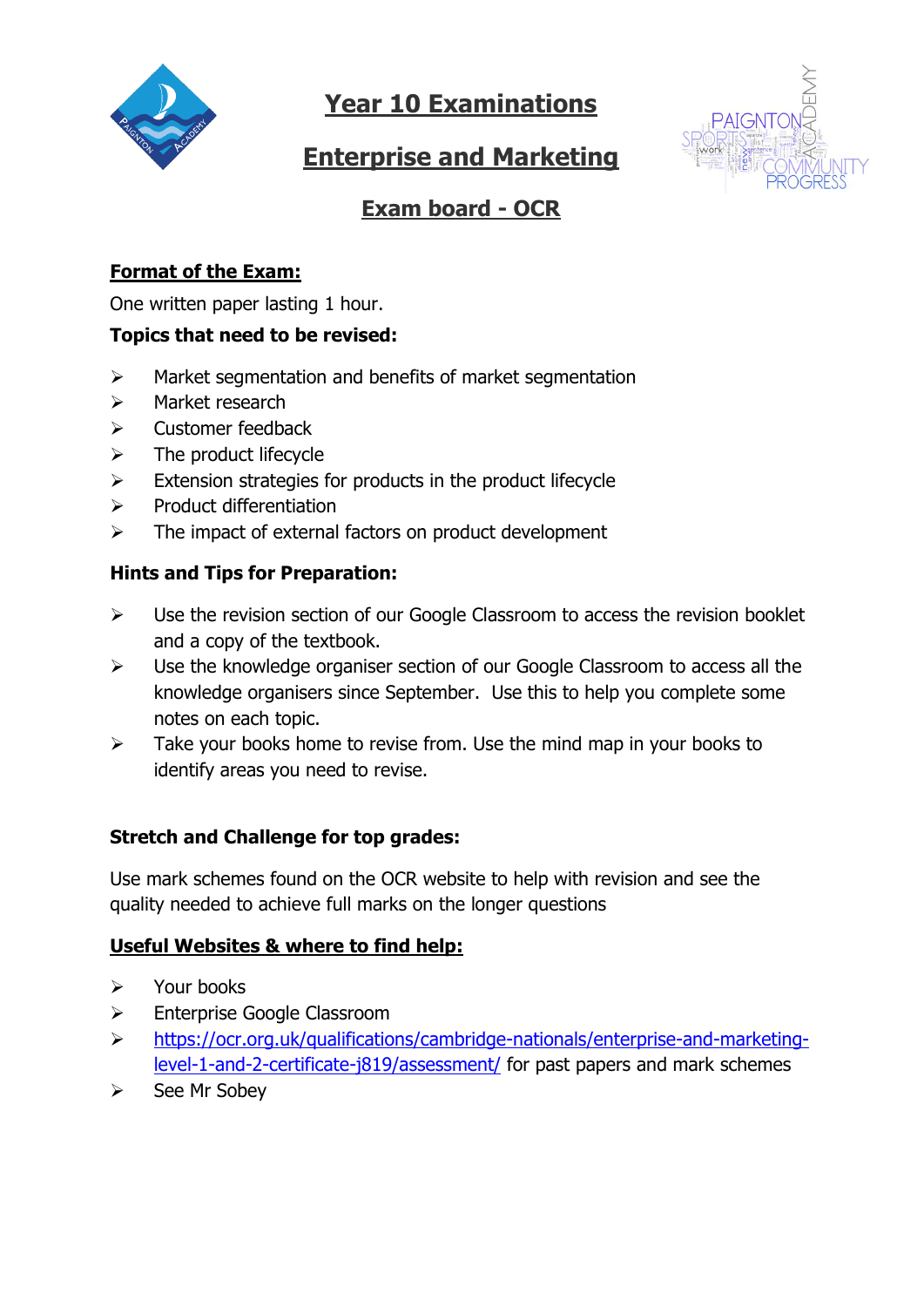# Year 10 Examinations

## Enterprise and Marketing

### Exam board - OCR

**Format of the Exam:**

One written paper lasting 1 hour.

**Topics that need to be revised:**

- Market segmentation and benefits of market segmentation
- Market research
- Customer feedback
- The product lifecycle
- Extension strategies for products in the product lifecycle
- Product differentiation
- The impact of external factors on product development

**Hints and Tips for Preparation:**

- Use the revision section of our Google Classroom to access the revision booklet and a copy of the textbook.
- Use the knowledge organiser section of our Google Classroom to access all the knowledge organisers since September. Use this to help you complete some notes on each topic.
- Take your books home to revise from. Use the mind map in your books to identify areas you need to revise.

**Stretch and Challenge for top grades:**

Use mark schemes found on the OCR website to help with revision and see the quality needed to achieve full marks on the longer questions

**Useful Websites & where to find help:**

- Your books
- Enterprise Google Classroom
- https://ocr.org.uk/qualifications/cambridge-nationals/enterprise-and-marketing-level-1-and-2-certificate-j819/assessment/ for past papers and mark schemes
- See Mr Sobey